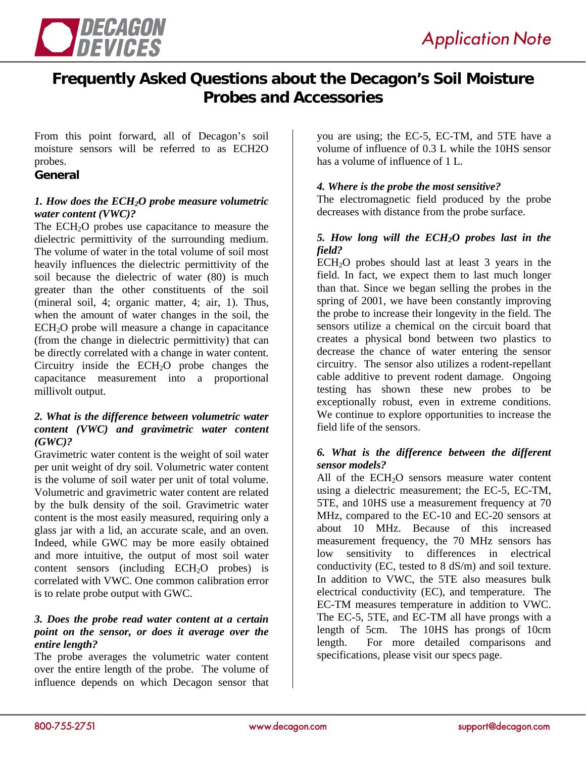# Frequently Asked Questions about the Decagon's Soil Moisture Probes and Accessories

From this point forward, all of Decagon's soil moisture sensors will be referred to as ECH2O probes.

## General

***1. How does the $ECH_2O$ probe measure volumetric water content (VWC)?***

The $ECH_2O$ probes use capacitance to measure the dielectric permittivity of the surrounding medium. The volume of water in the total volume of soil most heavily influences the dielectric permittivity of the soil because the dielectric of water (80) is much greater than the other constituents of the soil (mineral soil, 4; organic matter, 4; air, 1). Thus, when the amount of water changes in the soil, the $ECH_2O$ probe will measure a change in capacitance (from the change in dielectric permittivity) that can be directly correlated with a change in water content. Circuitry inside the $ECH_2O$ probe changes the capacitance measurement into a proportional millivolt output.

***2. What is the difference between volumetric water content (VWC) and gravimetric water content (GWC)?***

Gravimetric water content is the weight of soil water per unit weight of dry soil. Volumetric water content is the volume of soil water per unit of total volume. Volumetric and gravimetric water content are related by the bulk density of the soil. Gravimetric water content is the most easily measured, requiring only a glass jar with a lid, an accurate scale, and an oven. Indeed, while GWC may be more easily obtained and more intuitive, the output of most soil water content sensors (including $ECH_2O$ probes) is correlated with VWC. One common calibration error is to relate probe output with GWC.

***3. Does the probe read water content at a certain point on the sensor, or does it average over the entire length?***

The probe averages the volumetric water content over the entire length of the probe. The volume of influence depends on which Decagon sensor that you are using; the EC-5, EC-TM, and 5TE have a volume of influence of 0.3 L while the 10HS sensor has a volume of influence of 1 L.

***4. Where is the probe the most sensitive?***

The electromagnetic field produced by the probe decreases with distance from the probe surface.

***5. How long will the $ECH_2O$ probes last in the field?***

$ECH_2O$ probes should last at least 3 years in the field. In fact, we expect them to last much longer than that. Since we began selling the probes in the spring of 2001, we have been constantly improving the probe to increase their longevity in the field. The sensors utilize a chemical on the circuit board that creates a physical bond between two plastics to decrease the chance of water entering the sensor circuitry. The sensor also utilizes a rodent-repellant cable additive to prevent rodent damage. Ongoing testing has shown these new probes to be exceptionally robust, even in extreme conditions. We continue to explore opportunities to increase the field life of the sensors.

***6. What is the difference between the different sensor models?***

All of the $ECH_2O$ sensors measure water content using a dielectric measurement; the EC-5, EC-TM, 5TE, and 10HS use a measurement frequency at 70 MHz, compared to the EC-10 and EC-20 sensors at about 10 MHz. Because of this increased measurement frequency, the 70 MHz sensors has low sensitivity to differences in electrical conductivity (EC, tested to 8 dS/m) and soil texture. In addition to VWC, the 5TE also measures bulk electrical conductivity (EC), and temperature. The EC-TM measures temperature in addition to VWC. The EC-5, 5TE, and EC-TM all have prongs with a length of 5cm. The 10HS has prongs of 10cm length. For more detailed comparisons and specifications, please visit our specs page.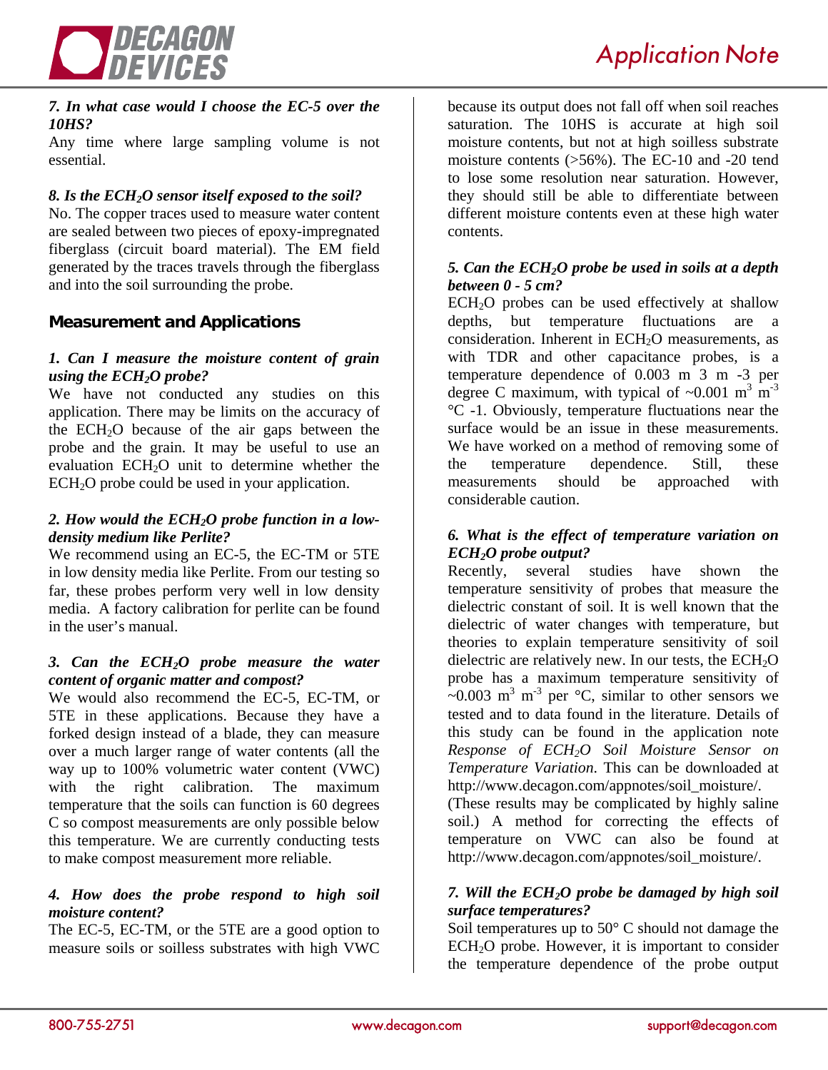***7. In what case would I choose the EC-5 over the 10HS?***

Any time where large sampling volume is not essential.

***8. Is the $ECH_2O$ sensor itself exposed to the soil?***

No. The copper traces used to measure water content are sealed between two pieces of epoxy-impregnated fiberglass (circuit board material). The EM field generated by the traces travels through the fiberglass and into the soil surrounding the probe.

## Measurement and Applications

***1. Can I measure the moisture content of grain using the $ECH_2O$ probe?***

We have not conducted any studies on this application. There may be limits on the accuracy of the $ECH_2O$ because of the air gaps between the probe and the grain. It may be useful to use an evaluation $ECH_2O$ unit to determine whether the $ECH_2O$ probe could be used in your application.

***2. How would the $ECH_2O$ probe function in a low-density medium like Perlite?***

We recommend using an EC-5, the EC-TM or 5TE in low density media like Perlite. From our testing so far, these probes perform very well in low density media. A factory calibration for perlite can be found in the user's manual.

***3. Can the $ECH_2O$ probe measure the water content of organic matter and compost?***

We would also recommend the EC-5, EC-TM, or 5TE in these applications. Because they have a forked design instead of a blade, they can measure over a much larger range of water contents (all the way up to 100% volumetric water content (VWC) with the right calibration. The maximum temperature that the soils can function is 60 degrees C so compost measurements are only possible below this temperature. We are currently conducting tests to make compost measurement more reliable.

***4. How does the probe respond to high soil moisture content?***

The EC-5, EC-TM, or the 5TE are a good option to measure soils or soilless substrates with high VWC because its output does not fall off when soil reaches saturation. The 10HS is accurate at high soil moisture contents, but not at high soilless substrate moisture contents (>56%). The EC-10 and -20 tend to lose some resolution near saturation. However, they should still be able to differentiate between different moisture contents even at these high water contents.

***5. Can the $ECH_2O$ probe be used in soils at a depth between 0 - 5 cm?***

$ECH_2O$ probes can be used effectively at shallow depths, but temperature fluctuations are a consideration. Inherent in $ECH_2O$ measurements, as with TDR and other capacitance probes, is a temperature dependence of 0.003 m 3 m -3 per degree C maximum, with typical of ~0.001 $m^3$ $m^{-3}$ °C -1. Obviously, temperature fluctuations near the surface would be an issue in these measurements. We have worked on a method of removing some of the temperature dependence. Still, these measurements should be approached with considerable caution.

***6. What is the effect of temperature variation on $ECH_2O$ probe output?***

Recently, several studies have shown the temperature sensitivity of probes that measure the dielectric constant of soil. It is well known that the dielectric of water changes with temperature, but theories to explain temperature sensitivity of soil dielectric are relatively new. In our tests, the $ECH_2O$ probe has a maximum temperature sensitivity of ~0.003 $m^3$ $m^{-3}$ per °C, similar to other sensors we tested and to data found in the literature. Details of this study can be found in the application note *Response of $ECH_2O$ Soil Moisture Sensor on Temperature Variation*. This can be downloaded at http://www.decagon.com/appnotes/soil_moisture/. (These results may be complicated by highly saline soil.) A method for correcting the effects of temperature on VWC can also be found at http://www.decagon.com/appnotes/soil_moisture/.

***7. Will the $ECH_2O$ probe be damaged by high soil surface temperatures?***

Soil temperatures up to 50° C should not damage the $ECH_2O$ probe. However, it is important to consider the temperature dependence of the probe output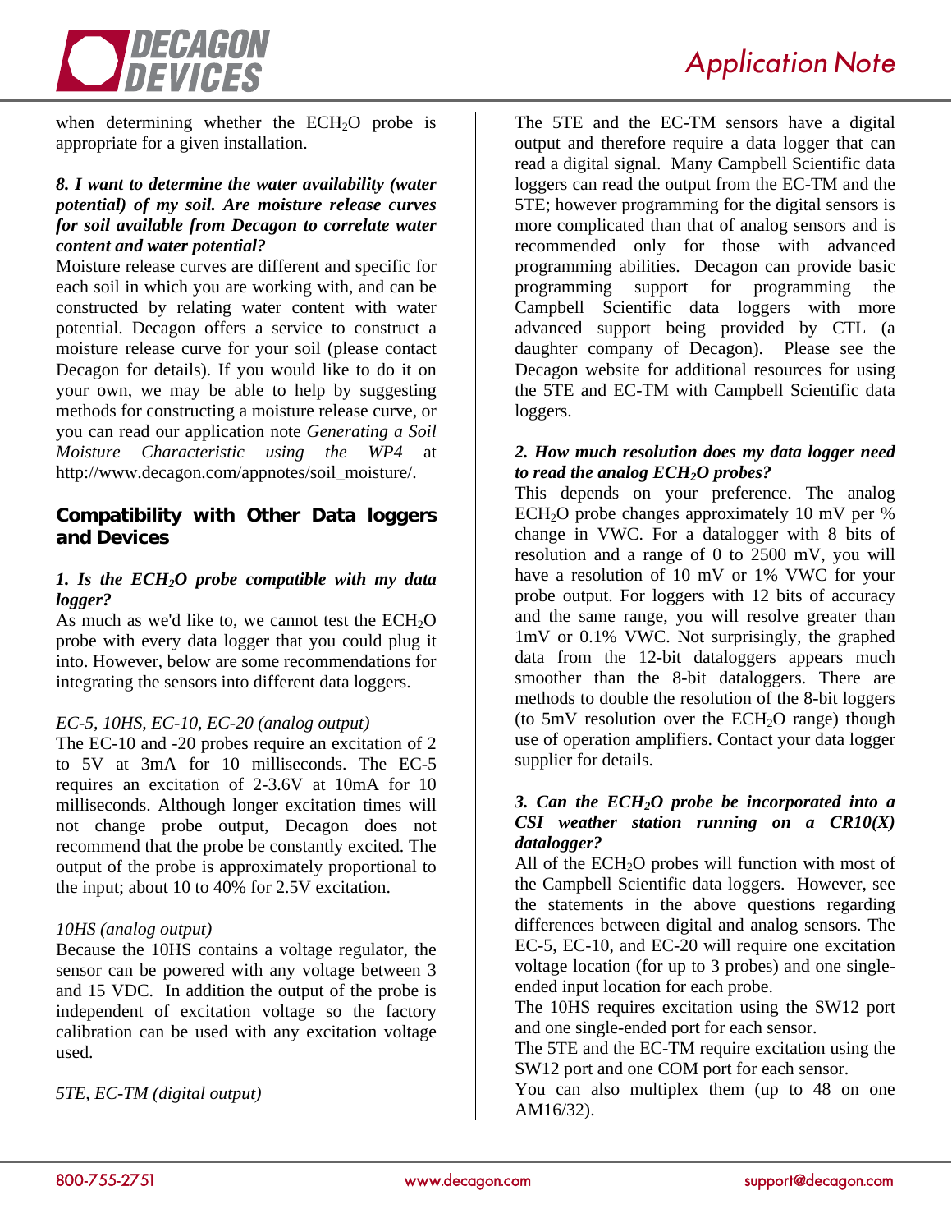when determining whether the $ECH_2O$ probe is appropriate for a given installation.

***8. I want to determine the water availability (water potential) of my soil. Are moisture release curves for soil available from Decagon to correlate water content and water potential?***

Moisture release curves are different and specific for each soil in which you are working with, and can be constructed by relating water content with water potential. Decagon offers a service to construct a moisture release curve for your soil (please contact Decagon for details). If you would like to do it on your own, we may be able to help by suggesting methods for constructing a moisture release curve, or you can read our application note *Generating a Soil Moisture Characteristic using the WP4* at http://www.decagon.com/appnotes/soil_moisture/.

## Compatibility with Other Data loggers and Devices

***1. Is the $ECH_2O$ probe compatible with my data logger?***

As much as we'd like to, we cannot test the $ECH_2O$ probe with every data logger that you could plug it into. However, below are some recommendations for integrating the sensors into different data loggers.

*EC-5, 10HS, EC-10, EC-20 (analog output)*

The EC-10 and -20 probes require an excitation of 2 to 5V at 3mA for 10 milliseconds. The EC-5 requires an excitation of 2-3.6V at 10mA for 10 milliseconds. Although longer excitation times will not change probe output, Decagon does not recommend that the probe be constantly excited. The output of the probe is approximately proportional to the input; about 10 to 40% for 2.5V excitation.

*10HS (analog output)*

Because the 10HS contains a voltage regulator, the sensor can be powered with any voltage between 3 and 15 VDC. In addition the output of the probe is independent of excitation voltage so the factory calibration can be used with any excitation voltage used.

*5TE, EC-TM (digital output)*

The 5TE and the EC-TM sensors have a digital output and therefore require a data logger that can read a digital signal. Many Campbell Scientific data loggers can read the output from the EC-TM and the 5TE; however programming for the digital sensors is more complicated than that of analog sensors and is recommended only for those with advanced programming abilities. Decagon can provide basic programming support for programming the Campbell Scientific data loggers with more advanced support being provided by CTL (a daughter company of Decagon). Please see the Decagon website for additional resources for using the 5TE and EC-TM with Campbell Scientific data loggers.

***2. How much resolution does my data logger need to read the analog $ECH_2O$ probes?***

This depends on your preference. The analog $ECH_2O$ probe changes approximately 10 mV per % change in VWC. For a datalogger with 8 bits of resolution and a range of 0 to 2500 mV, you will have a resolution of 10 mV or 1% VWC for your probe output. For loggers with 12 bits of accuracy and the same range, you will resolve greater than 1mV or 0.1% VWC. Not surprisingly, the graphed data from the 12-bit dataloggers appears much smoother than the 8-bit dataloggers. There are methods to double the resolution of the 8-bit loggers (to 5mV resolution over the $ECH_2O$ range) though use of operation amplifiers. Contact your data logger supplier for details.

***3. Can the $ECH_2O$ probe be incorporated into a CSI weather station running on a CR10(X) datalogger?***

All of the $ECH_2O$ probes will function with most of the Campbell Scientific data loggers. However, see the statements in the above questions regarding differences between digital and analog sensors. The EC-5, EC-10, and EC-20 will require one excitation voltage location (for up to 3 probes) and one single-ended input location for each probe.

The 10HS requires excitation using the SW12 port and one single-ended port for each sensor.

The 5TE and the EC-TM require excitation using the SW12 port and one COM port for each sensor.

You can also multiplex them (up to 48 on one AM16/32).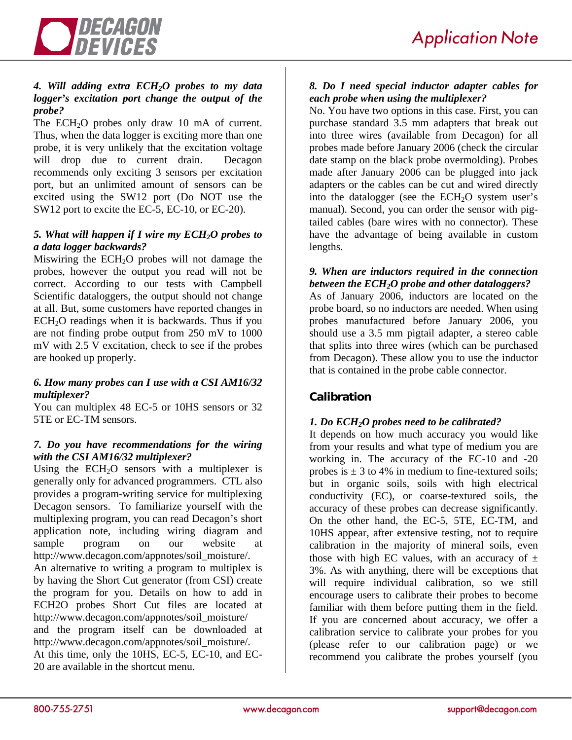***4. Will adding extra ECH$_2$O probes to my data logger's excitation port change the output of the probe?***

The ECH$_2$O probes only draw 10 mA of current. Thus, when the data logger is exciting more than one probe, it is very unlikely that the excitation voltage will drop due to current drain. Decagon recommends only exciting 3 sensors per excitation port, but an unlimited amount of sensors can be excited using the SW12 port (Do NOT use the SW12 port to excite the EC-5, EC-10, or EC-20).

***5. What will happen if I wire my ECH$_2$O probes to a data logger backwards?***

Miswiring the ECH$_2$O probes will not damage the probes, however the output you read will not be correct. According to our tests with Campbell Scientific dataloggers, the output should not change at all. But, some customers have reported changes in ECH$_2$O readings when it is backwards. Thus if you are not finding probe output from 250 mV to 1000 mV with 2.5 V excitation, check to see if the probes are hooked up properly.

***6. How many probes can I use with a CSI AM16/32 multiplexer?***

You can multiplex 48 EC-5 or 10HS sensors or 32 5TE or EC-TM sensors.

***7. Do you have recommendations for the wiring with the CSI AM16/32 multiplexer?***

Using the ECH$_2$O sensors with a multiplexer is generally only for advanced programmers. CTL also provides a program-writing service for multiplexing Decagon sensors. To familiarize yourself with the multiplexing program, you can read Decagon's short application note, including wiring diagram and sample program on our website at http://www.decagon.com/appnotes/soil_moisture/. An alternative to writing a program to multiplex is by having the Short Cut generator (from CSI) create the program for you. Details on how to add in ECH2O probes Short Cut files are located at http://www.decagon.com/appnotes/soil_moisture/ and the program itself can be downloaded at http://www.decagon.com/appnotes/soil_moisture/. At this time, only the 10HS, EC-5, EC-10, and EC-20 are available in the shortcut menu.

***8. Do I need special inductor adapter cables for each probe when using the multiplexer?***

No. You have two options in this case. First, you can purchase standard 3.5 mm adapters that break out into three wires (available from Decagon) for all probes made before January 2006 (check the circular date stamp on the black probe overmolding). Probes made after January 2006 can be plugged into jack adapters or the cables can be cut and wired directly into the datalogger (see the ECH$_2$O system user's manual). Second, you can order the sensor with pig-tailed cables (bare wires with no connector). These have the advantage of being available in custom lengths.

***9. When are inductors required in the connection between the ECH$_2$O probe and other dataloggers?***

As of January 2006, inductors are located on the probe board, so no inductors are needed. When using probes manufactured before January 2006, you should use a 3.5 mm pigtail adapter, a stereo cable that splits into three wires (which can be purchased from Decagon). These allow you to use the inductor that is contained in the probe cable connector.

## Calibration

***1. Do ECH$_2$O probes need to be calibrated?***

It depends on how much accuracy you would like from your results and what type of medium you are working in. The accuracy of the EC-10 and -20 probes is ± 3 to 4% in medium to fine-textured soils; but in organic soils, soils with high electrical conductivity (EC), or coarse-textured soils, the accuracy of these probes can decrease significantly. On the other hand, the EC-5, 5TE, EC-TM, and 10HS appear, after extensive testing, not to require calibration in the majority of mineral soils, even those with high EC values, with an accuracy of ± 3%. As with anything, there will be exceptions that will require individual calibration, so we still encourage users to calibrate their probes to become familiar with them before putting them in the field. If you are concerned about accuracy, we offer a calibration service to calibrate your probes for you (please refer to our calibration page) or we recommend you calibrate the probes yourself (you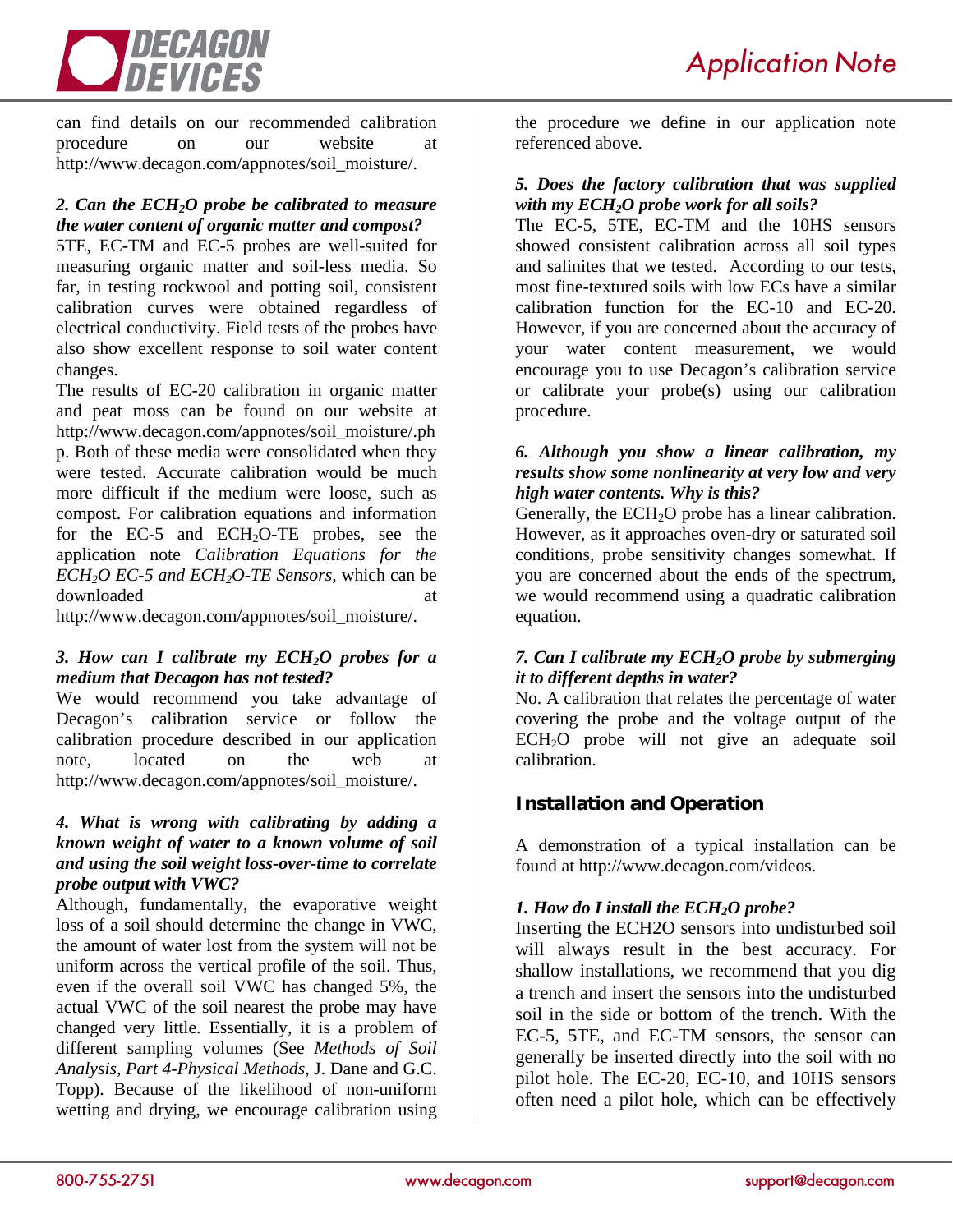can find details on our recommended calibration procedure on our website at http://www.decagon.com/appnotes/soil_moisture/.

***2. Can the ECH$_2$O probe be calibrated to measure the water content of organic matter and compost?***

5TE, EC-TM and EC-5 probes are well-suited for measuring organic matter and soil-less media. So far, in testing rockwool and potting soil, consistent calibration curves were obtained regardless of electrical conductivity. Field tests of the probes have also show excellent response to soil water content changes.

The results of EC-20 calibration in organic matter and peat moss can be found on our website at http://www.decagon.com/appnotes/soil_moisture/.php. Both of these media were consolidated when they were tested. Accurate calibration would be much more difficult if the medium were loose, such as compost. For calibration equations and information for the EC-5 and ECH$_2$O-TE probes, see the application note *Calibration Equations for the ECH$_2$O EC-5 and ECH$_2$O-TE Sensors*, which can be downloaded at http://www.decagon.com/appnotes/soil_moisture/.

***3. How can I calibrate my ECH$_2$O probes for a medium that Decagon has not tested?***

We would recommend you take advantage of Decagon's calibration service or follow the calibration procedure described in our application note, located on the web at http://www.decagon.com/appnotes/soil_moisture/.

***4. What is wrong with calibrating by adding a known weight of water to a known volume of soil and using the soil weight loss-over-time to correlate probe output with VWC?***

Although, fundamentally, the evaporative weight loss of a soil should determine the change in VWC, the amount of water lost from the system will not be uniform across the vertical profile of the soil. Thus, even if the overall soil VWC has changed 5%, the actual VWC of the soil nearest the probe may have changed very little. Essentially, it is a problem of different sampling volumes (See *Methods of Soil Analysis, Part 4-Physical Methods*, J. Dane and G.C. Topp). Because of the likelihood of non-uniform wetting and drying, we encourage calibration using the procedure we define in our application note referenced above.

***5. Does the factory calibration that was supplied with my ECH$_2$O probe work for all soils?***

The EC-5, 5TE, EC-TM and the 10HS sensors showed consistent calibration across all soil types and salinites that we tested. According to our tests, most fine-textured soils with low ECs have a similar calibration function for the EC-10 and EC-20. However, if you are concerned about the accuracy of your water content measurement, we would encourage you to use Decagon's calibration service or calibrate your probe(s) using our calibration procedure.

***6. Although you show a linear calibration, my results show some nonlinearity at very low and very high water contents. Why is this?***

Generally, the ECH$_2$O probe has a linear calibration. However, as it approaches oven-dry or saturated soil conditions, probe sensitivity changes somewhat. If you are concerned about the ends of the spectrum, we would recommend using a quadratic calibration equation.

***7. Can I calibrate my ECH$_2$O probe by submerging it to different depths in water?***

No. A calibration that relates the percentage of water covering the probe and the voltage output of the ECH$_2$O probe will not give an adequate soil calibration.

## Installation and Operation

A demonstration of a typical installation can be found at http://www.decagon.com/videos.

***1. How do I install the ECH$_2$O probe?***

Inserting the ECH2O sensors into undisturbed soil will always result in the best accuracy. For shallow installations, we recommend that you dig a trench and insert the sensors into the undisturbed soil in the side or bottom of the trench. With the EC-5, 5TE, and EC-TM sensors, the sensor can generally be inserted directly into the soil with no pilot hole. The EC-20, EC-10, and 10HS sensors often need a pilot hole, which can be effectively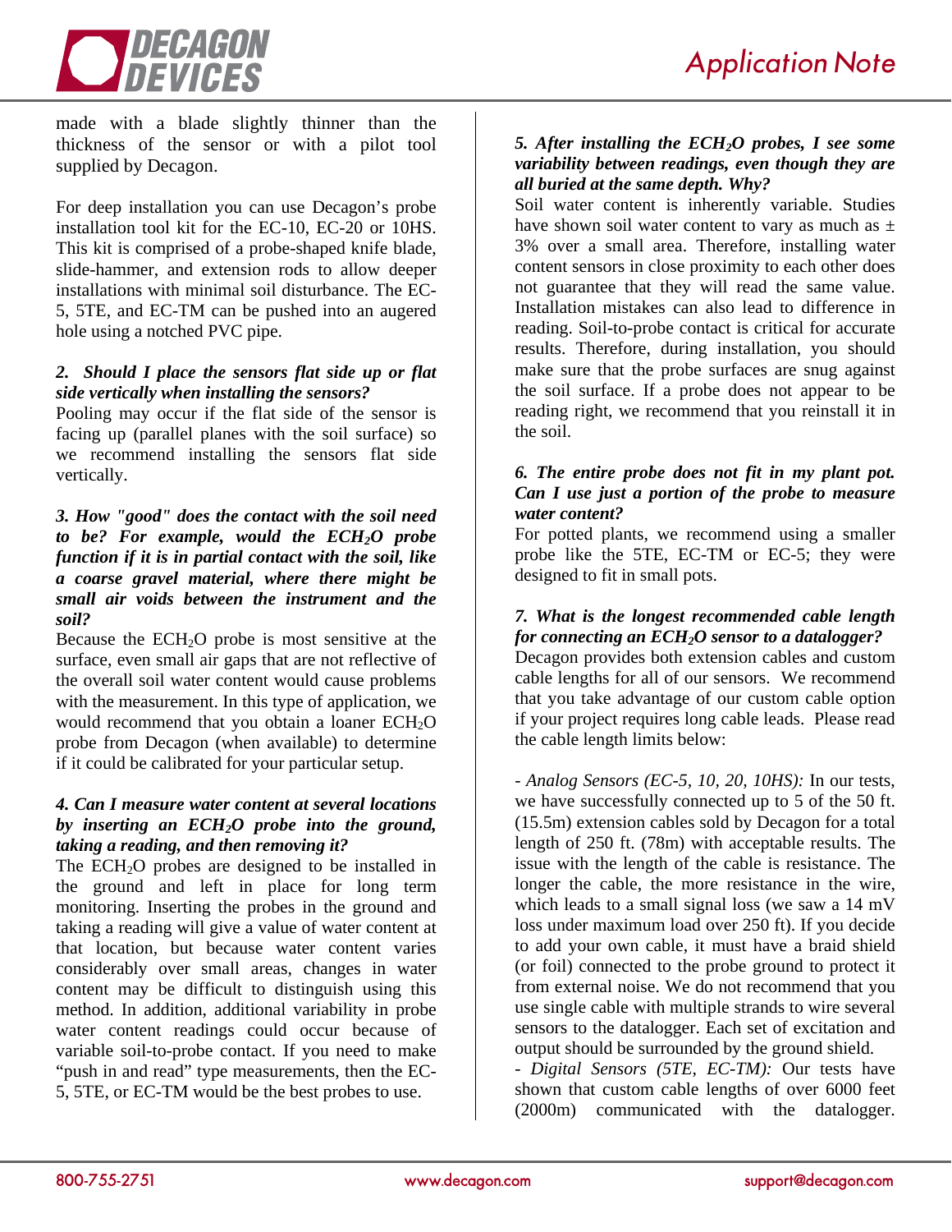made with a blade slightly thinner than the thickness of the sensor or with a pilot tool supplied by Decagon.

For deep installation you can use Decagon's probe installation tool kit for the EC-10, EC-20 or 10HS. This kit is comprised of a probe-shaped knife blade, slide-hammer, and extension rods to allow deeper installations with minimal soil disturbance. The EC-5, 5TE, and EC-TM can be pushed into an augered hole using a notched PVC pipe.

***2. Should I place the sensors flat side up or flat side vertically when installing the sensors?***

Pooling may occur if the flat side of the sensor is facing up (parallel planes with the soil surface) so we recommend installing the sensors flat side vertically.

***3. How "good" does the contact with the soil need to be? For example, would the ECH$_2$O probe function if it is in partial contact with the soil, like a coarse gravel material, where there might be small air voids between the instrument and the soil?***

Because the ECH$_2$O probe is most sensitive at the surface, even small air gaps that are not reflective of the overall soil water content would cause problems with the measurement. In this type of application, we would recommend that you obtain a loaner ECH$_2$O probe from Decagon (when available) to determine if it could be calibrated for your particular setup.

***4. Can I measure water content at several locations by inserting an ECH$_2$O probe into the ground, taking a reading, and then removing it?***

The ECH$_2$O probes are designed to be installed in the ground and left in place for long term monitoring. Inserting the probes in the ground and taking a reading will give a value of water content at that location, but because water content varies considerably over small areas, changes in water content may be difficult to distinguish using this method. In addition, additional variability in probe water content readings could occur because of variable soil-to-probe contact. If you need to make "push in and read" type measurements, then the EC-5, 5TE, or EC-TM would be the best probes to use.

***5. After installing the ECH$_2$O probes, I see some variability between readings, even though they are all buried at the same depth. Why?***

Soil water content is inherently variable. Studies have shown soil water content to vary as much as ± 3% over a small area. Therefore, installing water content sensors in close proximity to each other does not guarantee that they will read the same value. Installation mistakes can also lead to difference in reading. Soil-to-probe contact is critical for accurate results. Therefore, during installation, you should make sure that the probe surfaces are snug against the soil surface. If a probe does not appear to be reading right, we recommend that you reinstall it in the soil.

***6. The entire probe does not fit in my plant pot. Can I use just a portion of the probe to measure water content?***

For potted plants, we recommend using a smaller probe like the 5TE, EC-TM or EC-5; they were designed to fit in small pots.

***7. What is the longest recommended cable length for connecting an ECH$_2$O sensor to a datalogger?***

Decagon provides both extension cables and custom cable lengths for all of our sensors. We recommend that you take advantage of our custom cable option if your project requires long cable leads. Please read the cable length limits below:

- *Analog Sensors (EC-5, 10, 20, 10HS):* In our tests, we have successfully connected up to 5 of the 50 ft. (15.5m) extension cables sold by Decagon for a total length of 250 ft. (78m) with acceptable results. The issue with the length of the cable is resistance. The longer the cable, the more resistance in the wire, which leads to a small signal loss (we saw a 14 mV loss under maximum load over 250 ft). If you decide to add your own cable, it must have a braid shield (or foil) connected to the probe ground to protect it from external noise. We do not recommend that you use single cable with multiple strands to wire several sensors to the datalogger. Each set of excitation and output should be surrounded by the ground shield.
- *Digital Sensors (5TE, EC-TM):* Our tests have shown that custom cable lengths of over 6000 feet (2000m) communicated with the datalogger.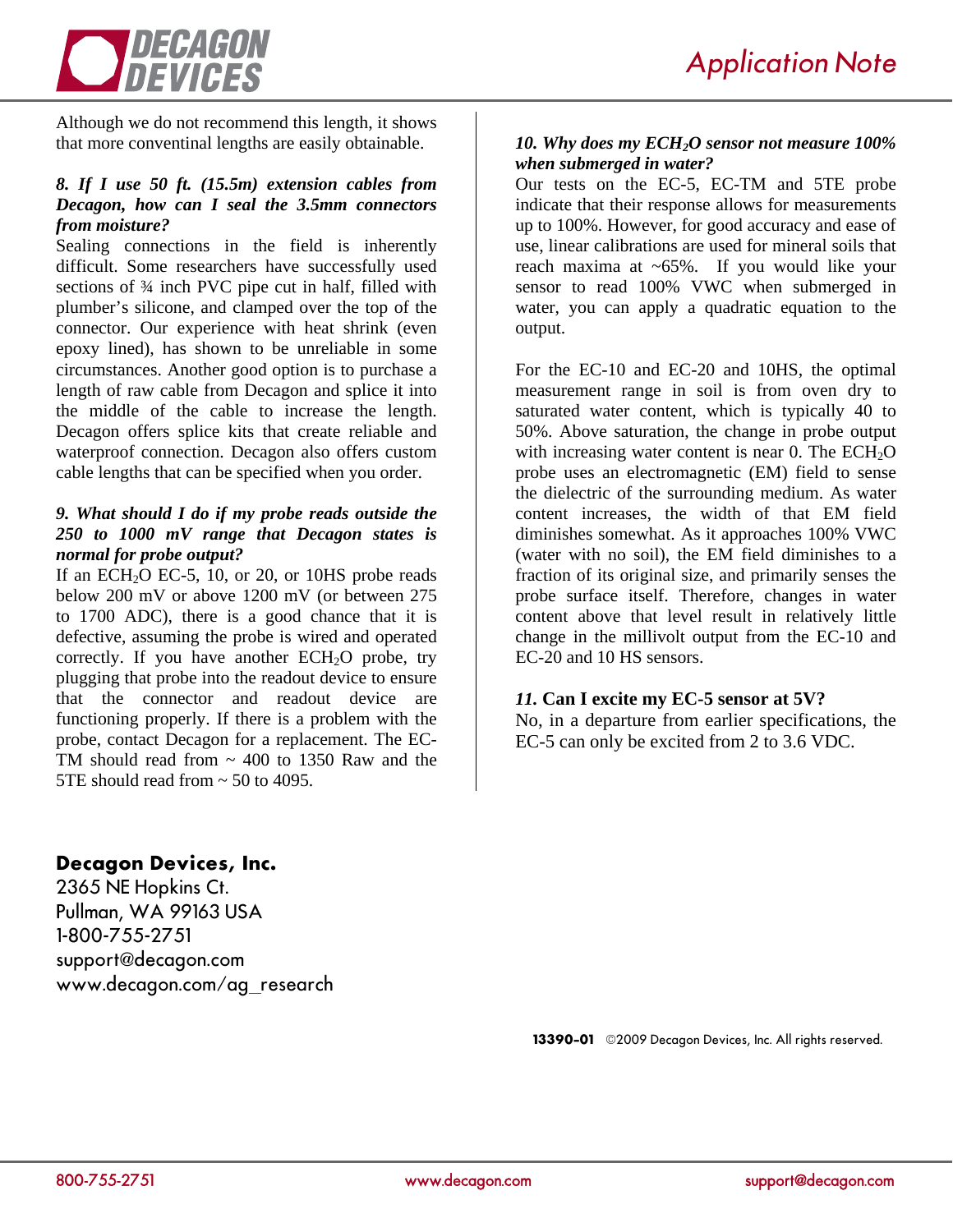Although we do not recommend this length, it shows that more conventional lengths are easily obtainable.

***8. If I use 50 ft. (15.5m) extension cables from Decagon, how can I seal the 3.5mm connectors from moisture?***

Sealing connections in the field is inherently difficult. Some researchers have successfully used sections of ¾ inch PVC pipe cut in half, filled with plumber's silicone, and clamped over the top of the connector. Our experience with heat shrink (even epoxy lined), has shown to be unreliable in some circumstances. Another good option is to purchase a length of raw cable from Decagon and splice it into the middle of the cable to increase the length. Decagon offers splice kits that create reliable and waterproof connection. Decagon also offers custom cable lengths that can be specified when you order.

***9. What should I do if my probe reads outside the 250 to 1000 mV range that Decagon states is normal for probe output?***

If an $ECH_2O$ EC-5, 10, or 20, or 10HS probe reads below 200 mV or above 1200 mV (or between 275 to 1700 ADC), there is a good chance that it is defective, assuming the probe is wired and operated correctly. If you have another $ECH_2O$ probe, try plugging that probe into the readout device to ensure that the connector and readout device are functioning properly. If there is a problem with the probe, contact Decagon for a replacement. The EC-TM should read from ~ 400 to 1350 Raw and the 5TE should read from ~ 50 to 4095.

***10. Why does my $ECH_2O$ sensor not measure 100% when submerged in water?***

Our tests on the EC-5, EC-TM and 5TE probe indicate that their response allows for measurements up to 100%. However, for good accuracy and ease of use, linear calibrations are used for mineral soils that reach maxima at ~65%. If you would like your sensor to read 100% VWC when submerged in water, you can apply a quadratic equation to the output.

For the EC-10 and EC-20 and 10HS, the optimal measurement range in soil is from oven dry to saturated water content, which is typically 40 to 50%. Above saturation, the change in probe output with increasing water content is near 0. The $ECH_2O$ probe uses an electromagnetic (EM) field to sense the dielectric of the surrounding medium. As water content increases, the width of that EM field diminishes somewhat. As it approaches 100% VWC (water with no soil), the EM field diminishes to a fraction of its original size, and primarily senses the probe surface itself. Therefore, changes in water content above that level result in relatively little change in the millivolt output from the EC-10 and EC-20 and 10 HS sensors.

***11.* Can I excite my EC-5 sensor at 5V?**

No, in a departure from earlier specifications, the EC-5 can only be excited from 2 to 3.6 VDC.

**Decagon Devices, Inc.**
2365 NE Hopkins Ct.
Pullman, WA 99163 USA
1-800-755-2751
support@decagon.com
www.decagon.com/ag_research

**13390-01** ©2009 Decagon Devices, Inc. All rights reserved.